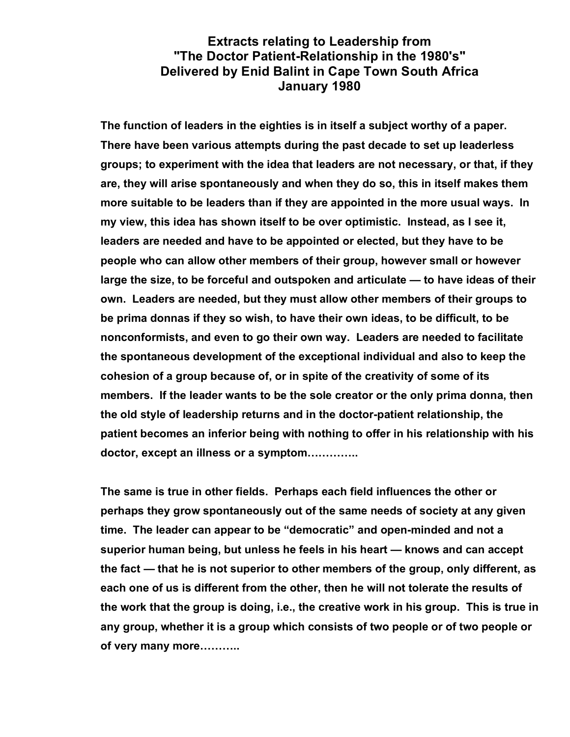# Extracts relating to Leadership from "The Doctor Patient-Relationship in the 1980's" Delivered by Enid Balint in Cape Town South Africa January 1980

**The function of leaders in the eighties is in itself a subject worthy of a paper. There have been various attempts during the past decade to set up leaderless groups; to experiment with the idea that leaders are not necessary, or that, if they are, they will arise spontaneously and when they do so, this in itself makes them more suitable to be leaders than if they are appointed in the more usual ways. In my view, this idea has shown itself to be over optimistic. Instead, as I see it, leaders are needed and have to be appointed or elected, but they have to be people who can allow other members of their group, however small or however large the size, to be forceful and outspoken and articulate — to have ideas of their own. Leaders are needed, but they must allow other members of their groups to be prima donnas if they so wish, to have their own ideas, to be difficult, to be nonconformists, and even to go their own way. Leaders are needed to facilitate the spontaneous development of the exceptional individual and also to keep the cohesion of a group because of, or in spite of the creativity of some of its members. If the leader wants to be the sole creator or the only prima donna, then the old style of leadership returns and in the doctor-patient relationship, the patient becomes an inferior being with nothing to offer in his relationship with his doctor, except an illness or a symptom………….**

**The same is true in other fields. Perhaps each field influences the other or perhaps they grow spontaneously out of the same needs of society at any given time. The leader can appear to be "democratic" and open-minded and not a superior human being, but unless he feels in his heart — knows and can accept the fact — that he is not superior to other members of the group, only different, as each one of us is different from the other, then he will not tolerate the results of the work that the group is doing, i.e., the creative work in his group. This is true in any group, whether it is a group which consists of two people or of two people or of very many more………..**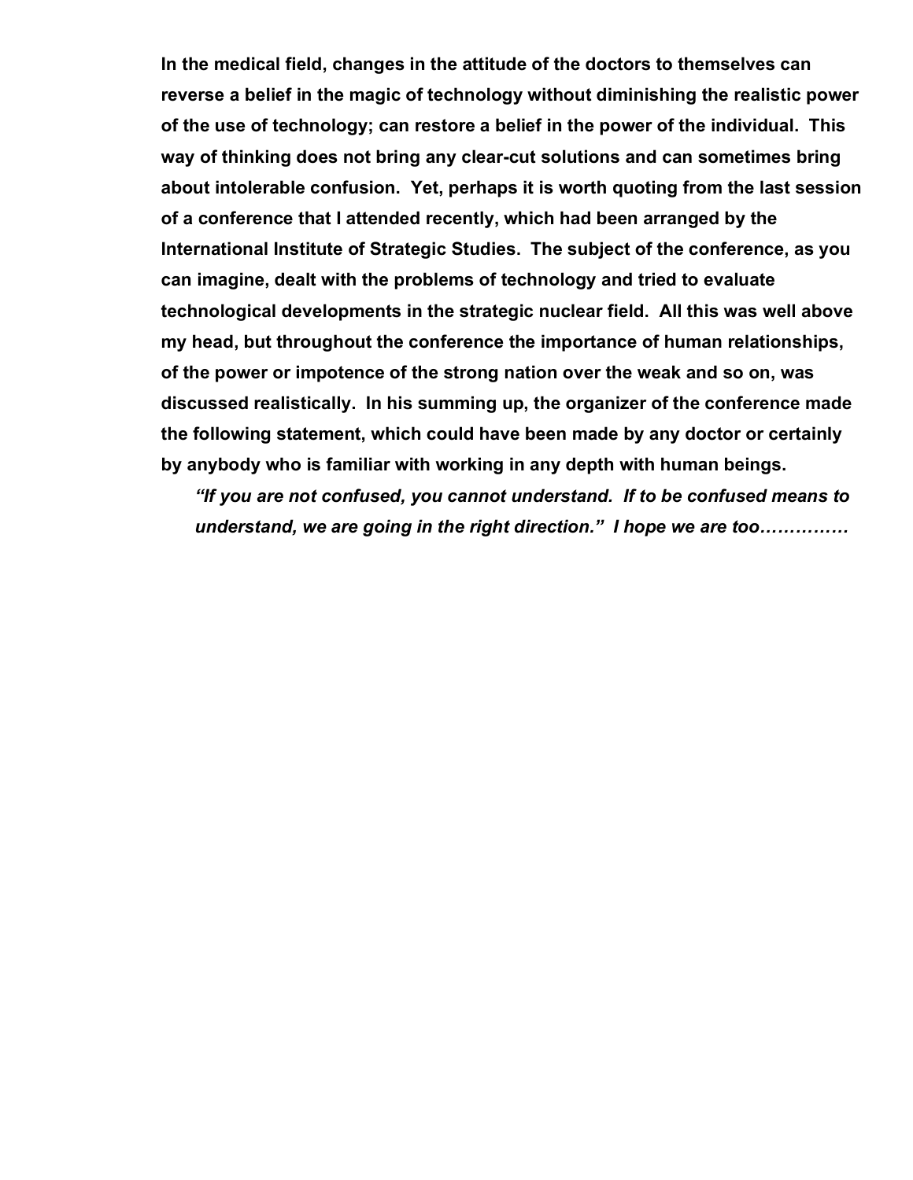**In the medical field, changes in the attitude of the doctors to themselves can reverse a belief in the magic of technology without diminishing the realistic power of the use of technology; can restore a belief in the power of the individual. This way of thinking does not bring any clear-cut solutions and can sometimes bring about intolerable confusion. Yet, perhaps it is worth quoting from the last session of a conference that I attended recently, which had been arranged by the International Institute of Strategic Studies. The subject of the conference, as you can imagine, dealt with the problems of technology and tried to evaluate technological developments in the strategic nuclear field. All this was well above my head, but throughout the conference the importance of human relationships, of the power or impotence of the strong nation over the weak and so on, was discussed realistically. In his summing up, the organizer of the conference made the following statement, which could have been made by any doctor or certainly by anybody who is familiar with working in any depth with human beings.**

***"If you are not confused, you cannot understand. If to be confused means to understand, we are going in the right direction." I hope we are too……………***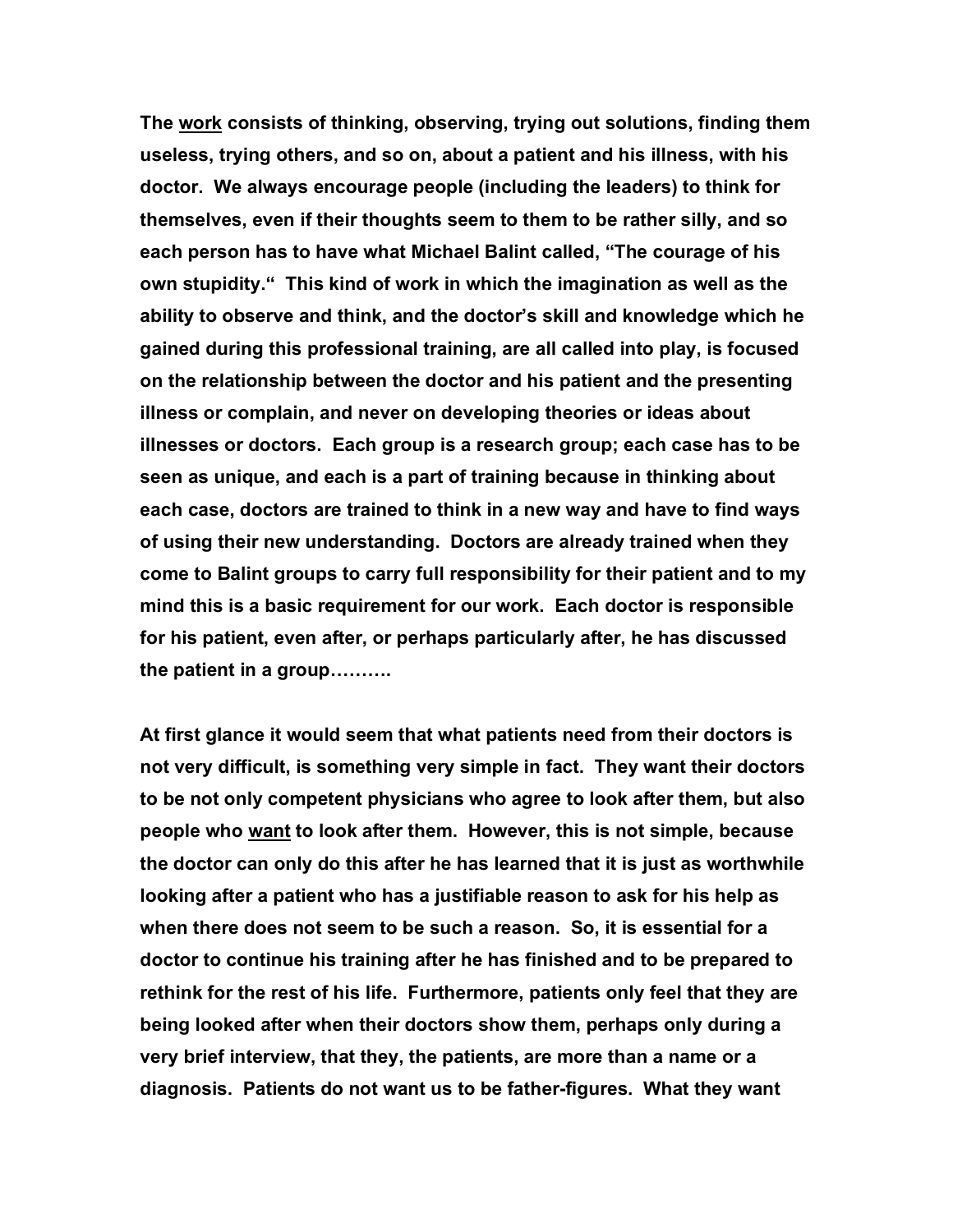**The <u>work</u> consists of thinking, observing, trying out solutions, finding them useless, trying others, and so on, about a patient and his illness, with his doctor. We always encourage people (including the leaders) to think for themselves, even if their thoughts seem to them to be rather silly, and so each person has to have what Michael Balint called, "The courage of his own stupidity." This kind of work in which the imagination as well as the ability to observe and think, and the doctor's skill and knowledge which he gained during this professional training, are all called into play, is focused on the relationship between the doctor and his patient and the presenting illness or complain, and never on developing theories or ideas about illnesses or doctors. Each group is a research group; each case has to be seen as unique, and each is a part of training because in thinking about each case, doctors are trained to think in a new way and have to find ways of using their new understanding. Doctors are already trained when they come to Balint groups to carry full responsibility for their patient and to my mind this is a basic requirement for our work. Each doctor is responsible for his patient, even after, or perhaps particularly after, he has discussed the patient in a group……….**

**At first glance it would seem that what patients need from their doctors is not very difficult, is something very simple in fact. They want their doctors to be not only competent physicians who agree to look after them, but also people who <u>want</u> to look after them. However, this is not simple, because the doctor can only do this after he has learned that it is just as worthwhile looking after a patient who has a justifiable reason to ask for his help as when there does not seem to be such a reason. So, it is essential for a doctor to continue his training after he has finished and to be prepared to rethink for the rest of his life. Furthermore, patients only feel that they are being looked after when their doctors show them, perhaps only during a very brief interview, that they, the patients, are more than a name or a diagnosis. Patients do not want us to be father-figures. What they want**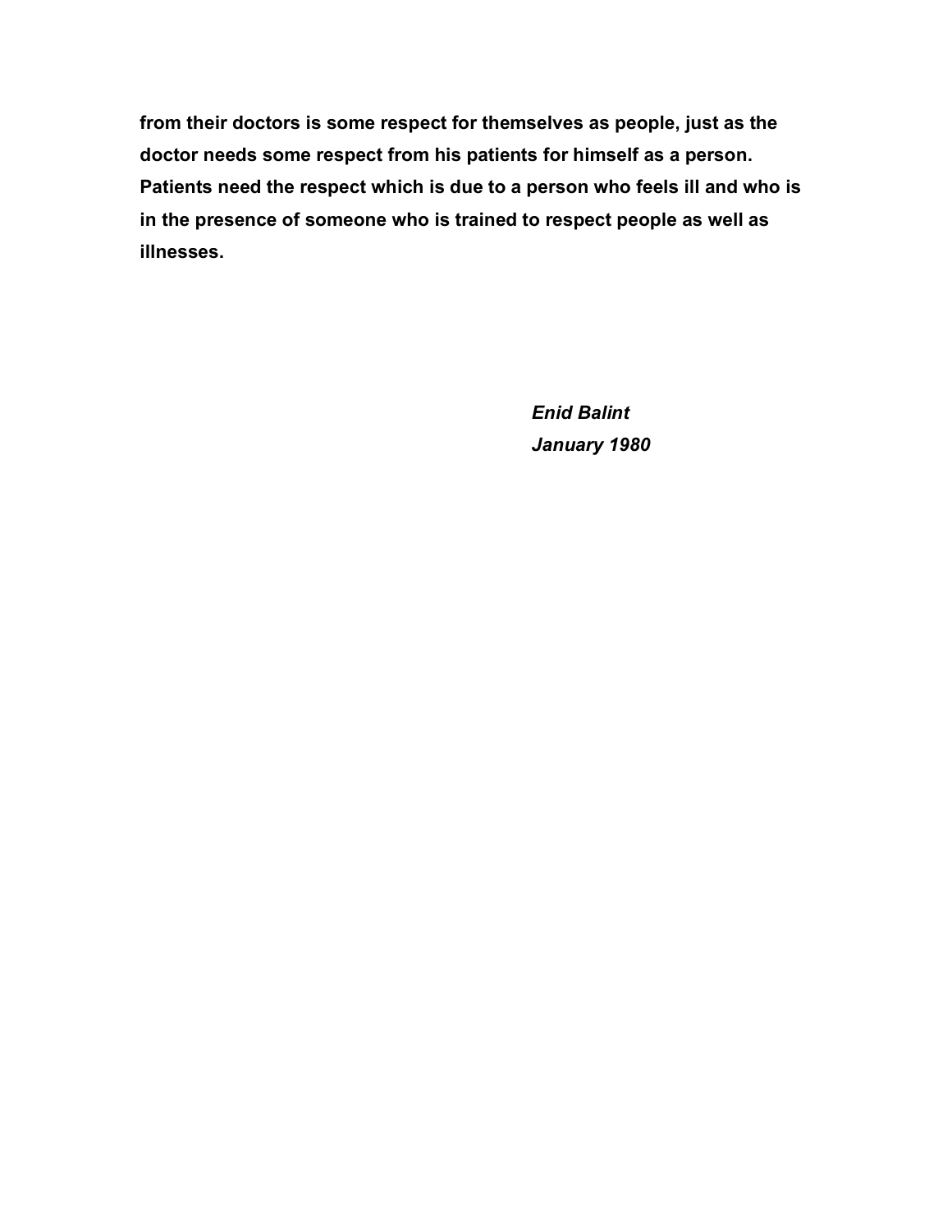**from their doctors is some respect for themselves as people, just as the doctor needs some respect from his patients for himself as a person. Patients need the respect which is due to a person who feels ill and who is in the presence of someone who is trained to respect people as well as illnesses.**

***Enid Balint***
***January 1980***